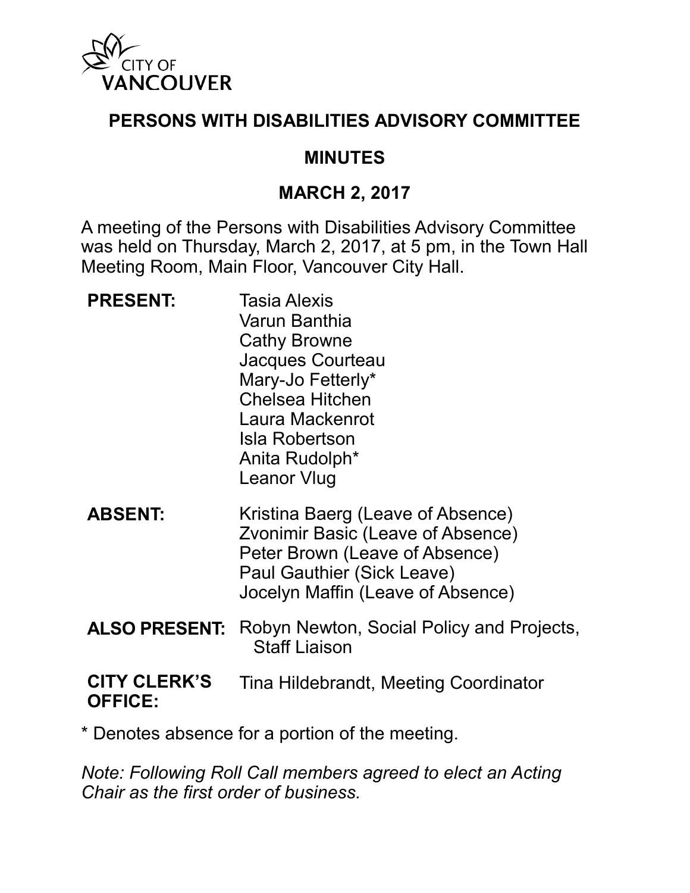CITY OF VANCOUVER

# PERSONS WITH DISABILITIES ADVISORY COMMITTEE

## MINUTES

## MARCH 2, 2017

A meeting of the Persons with Disabilities Advisory Committee was held on Thursday, March 2, 2017, at 5 pm, in the Town Hall Meeting Room, Main Floor, Vancouver City Hall.

| | |
|---|---|
| **PRESENT:** | Tasia Alexis<br>Varun Banthia<br>Cathy Browne<br>Jacques Courteau<br>Mary-Jo Fetterly*<br>Chelsea Hitchen<br>Laura Mackenrot<br>Isla Robertson<br>Anita Rudolph*<br>Leanor Vlug |
| **ABSENT:** | Kristina Baerg (Leave of Absence)<br>Zvonimir Basic (Leave of Absence)<br>Peter Brown (Leave of Absence)<br>Paul Gauthier (Sick Leave)<br>Jocelyn Maffin (Leave of Absence) |
| **ALSO PRESENT:** | Robyn Newton, Social Policy and Projects, Staff Liaison |
| **CITY CLERK'S OFFICE:** | Tina Hildebrandt, Meeting Coordinator |

* Denotes absence for a portion of the meeting.

*Note: Following Roll Call members agreed to elect an Acting Chair as the first order of business.*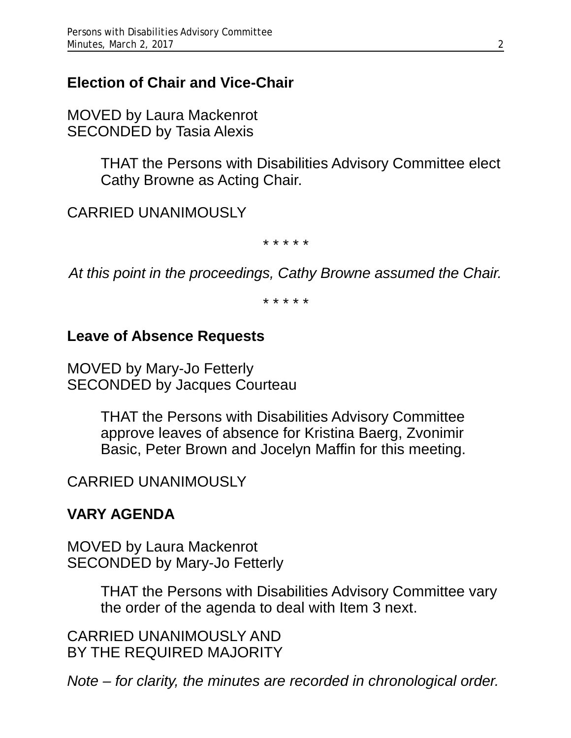## Election of Chair and Vice-Chair

MOVED by Laura Mackenrot
SECONDED by Tasia Alexis

> THAT the Persons with Disabilities Advisory Committee elect Cathy Browne as Acting Chair.

CARRIED UNANIMOUSLY

* * * * *

*At this point in the proceedings, Cathy Browne assumed the Chair.*

* * * * *

## Leave of Absence Requests

MOVED by Mary-Jo Fetterly
SECONDED by Jacques Courteau

> THAT the Persons with Disabilities Advisory Committee approve leaves of absence for Kristina Baerg, Zvonimir Basic, Peter Brown and Jocelyn Maffin for this meeting.

CARRIED UNANIMOUSLY

## VARY AGENDA

MOVED by Laura Mackenrot
SECONDED by Mary-Jo Fetterly

> THAT the Persons with Disabilities Advisory Committee vary the order of the agenda to deal with Item 3 next.

CARRIED UNANIMOUSLY AND
BY THE REQUIRED MAJORITY

*Note – for clarity, the minutes are recorded in chronological order.*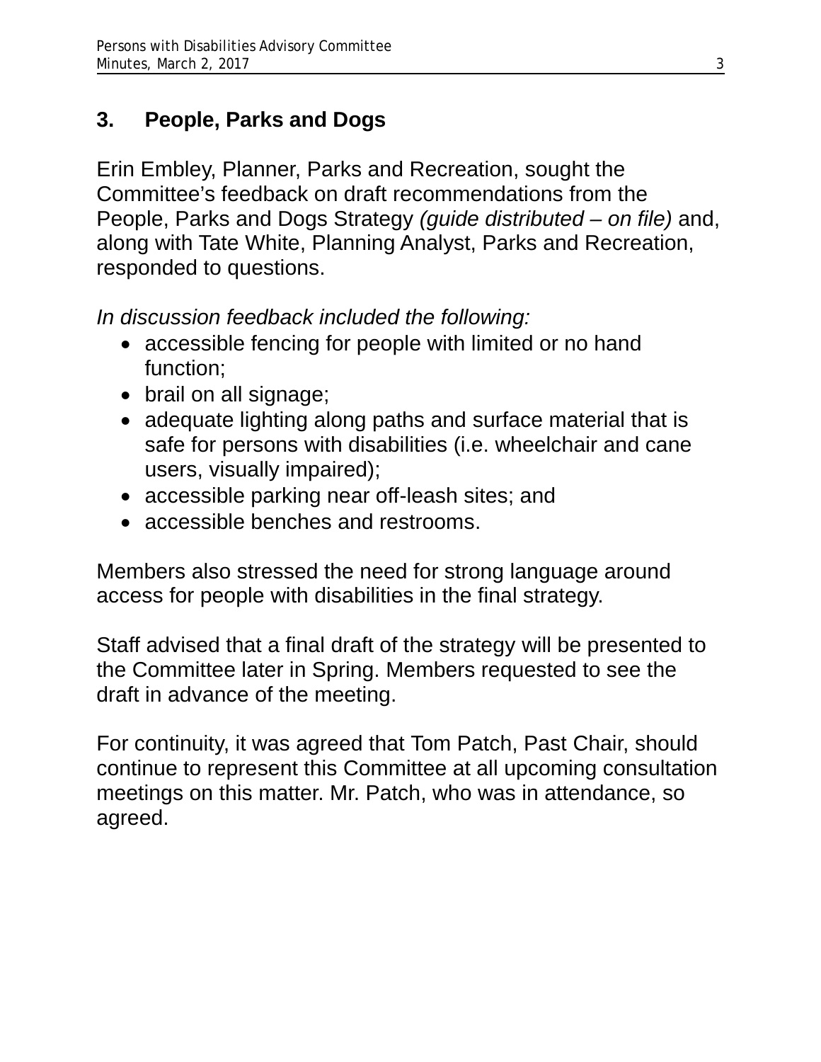## 3. People, Parks and Dogs

Erin Embley, Planner, Parks and Recreation, sought the Committee's feedback on draft recommendations from the People, Parks and Dogs Strategy *(guide distributed – on file)* and, along with Tate White, Planning Analyst, Parks and Recreation, responded to questions.

*In discussion feedback included the following:*

- accessible fencing for people with limited or no hand function;
- brail on all signage;
- adequate lighting along paths and surface material that is safe for persons with disabilities (i.e. wheelchair and cane users, visually impaired);
- accessible parking near off-leash sites; and
- accessible benches and restrooms.

Members also stressed the need for strong language around access for people with disabilities in the final strategy.

Staff advised that a final draft of the strategy will be presented to the Committee later in Spring. Members requested to see the draft in advance of the meeting.

For continuity, it was agreed that Tom Patch, Past Chair, should continue to represent this Committee at all upcoming consultation meetings on this matter. Mr. Patch, who was in attendance, so agreed.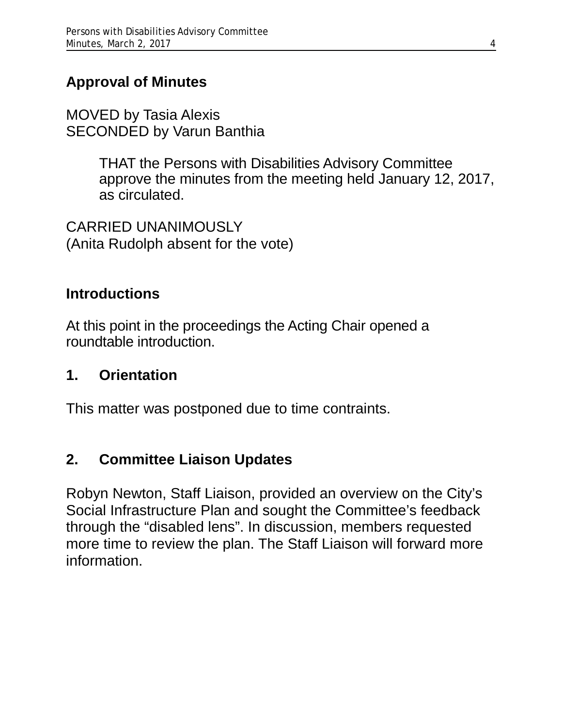## Approval of Minutes

MOVED by Tasia Alexis
SECONDED by Varun Banthia

> THAT the Persons with Disabilities Advisory Committee approve the minutes from the meeting held January 12, 2017, as circulated.

CARRIED UNANIMOUSLY
(Anita Rudolph absent for the vote)

## Introductions

At this point in the proceedings the Acting Chair opened a roundtable introduction.

## 1. Orientation

This matter was postponed due to time contraints.

## 2. Committee Liaison Updates

Robyn Newton, Staff Liaison, provided an overview on the City's Social Infrastructure Plan and sought the Committee's feedback through the "disabled lens". In discussion, members requested more time to review the plan. The Staff Liaison will forward more information.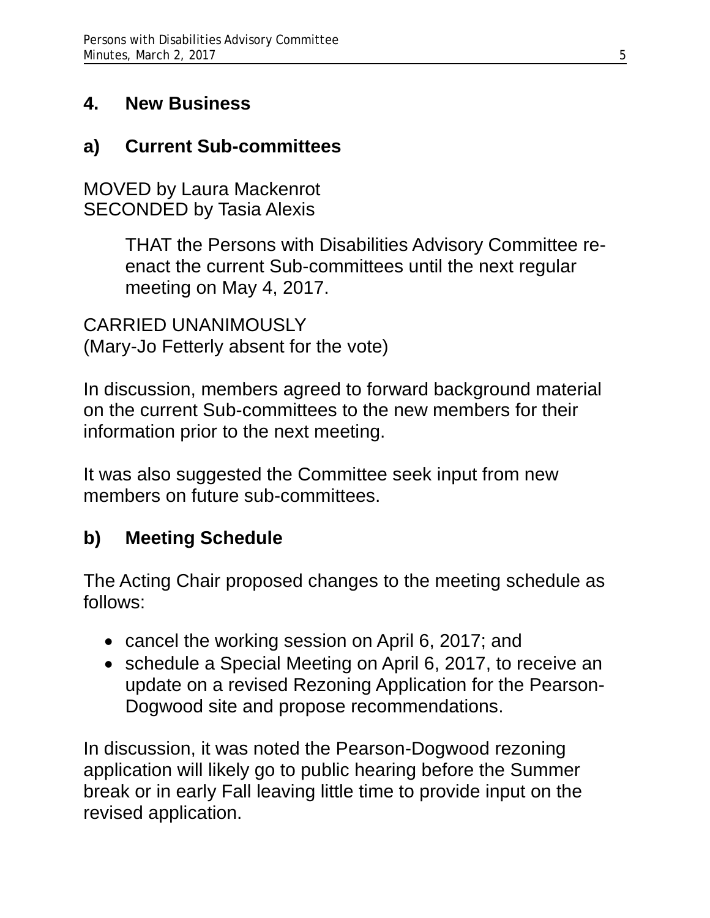## 4. New Business

### a) Current Sub-committees

MOVED by Laura Mackenrot
SECONDED by Tasia Alexis

> THAT the Persons with Disabilities Advisory Committee re-enact the current Sub-committees until the next regular meeting on May 4, 2017.

CARRIED UNANIMOUSLY
(Mary-Jo Fetterly absent for the vote)

In discussion, members agreed to forward background material on the current Sub-committees to the new members for their information prior to the next meeting.

It was also suggested the Committee seek input from new members on future sub-committees.

### b) Meeting Schedule

The Acting Chair proposed changes to the meeting schedule as follows:

- cancel the working session on April 6, 2017; and
- schedule a Special Meeting on April 6, 2017, to receive an update on a revised Rezoning Application for the Pearson-Dogwood site and propose recommendations.

In discussion, it was noted the Pearson-Dogwood rezoning application will likely go to public hearing before the Summer break or in early Fall leaving little time to provide input on the revised application.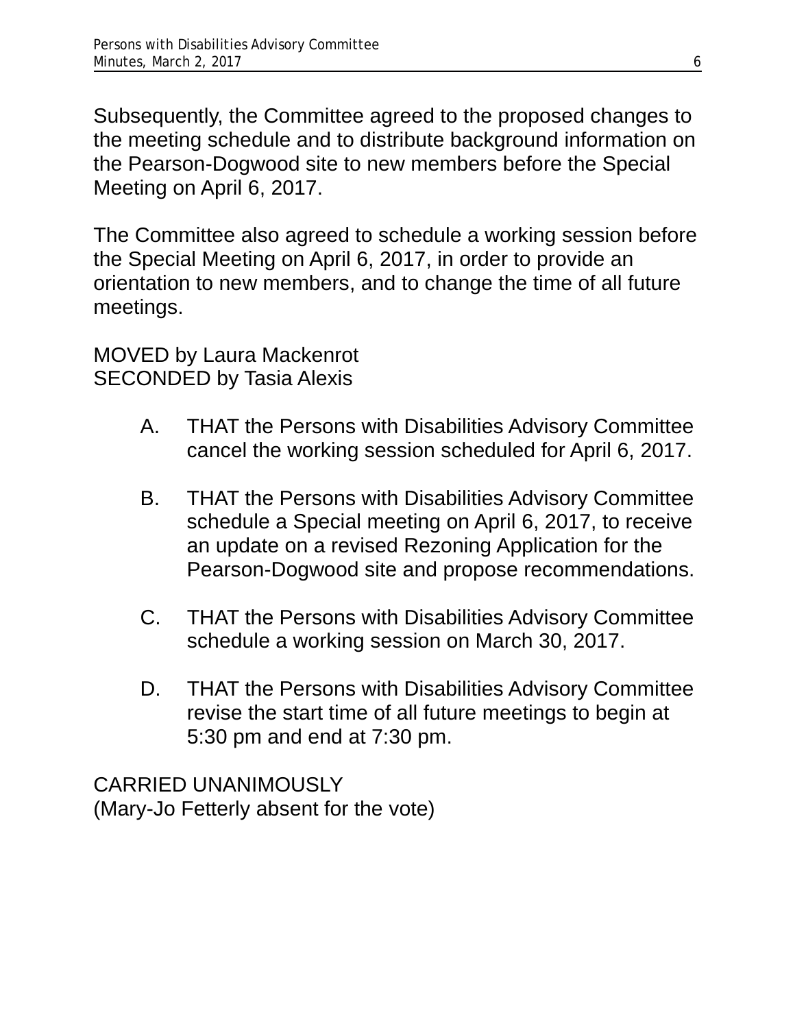Subsequently, the Committee agreed to the proposed changes to the meeting schedule and to distribute background information on the Pearson-Dogwood site to new members before the Special Meeting on April 6, 2017.

The Committee also agreed to schedule a working session before the Special Meeting on April 6, 2017, in order to provide an orientation to new members, and to change the time of all future meetings.

MOVED by Laura Mackenrot
SECONDED by Tasia Alexis

A. THAT the Persons with Disabilities Advisory Committee cancel the working session scheduled for April 6, 2017.

B. THAT the Persons with Disabilities Advisory Committee schedule a Special meeting on April 6, 2017, to receive an update on a revised Rezoning Application for the Pearson-Dogwood site and propose recommendations.

C. THAT the Persons with Disabilities Advisory Committee schedule a working session on March 30, 2017.

D. THAT the Persons with Disabilities Advisory Committee revise the start time of all future meetings to begin at 5:30 pm and end at 7:30 pm.

CARRIED UNANIMOUSLY
(Mary-Jo Fetterly absent for the vote)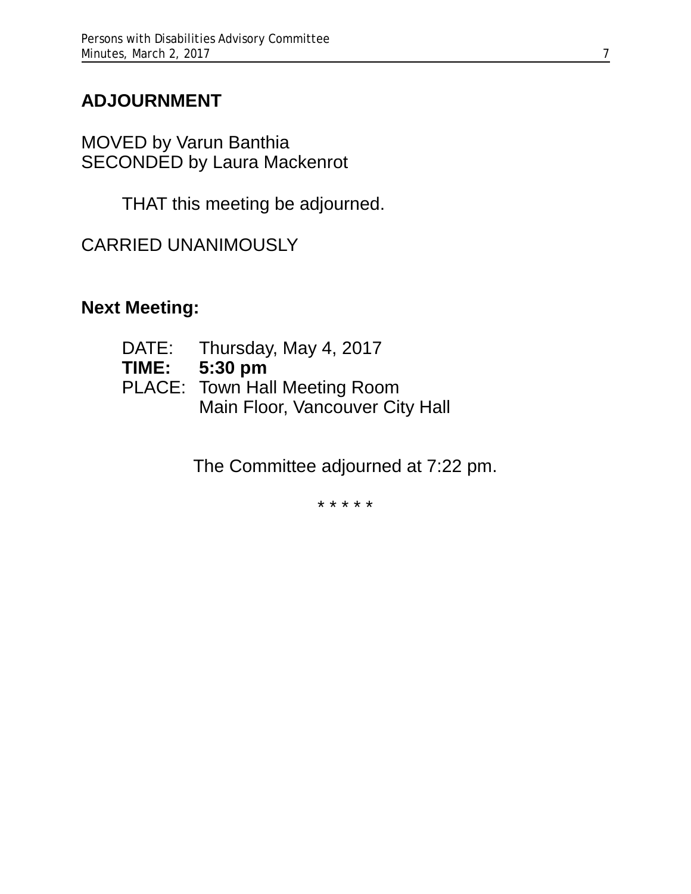## ADJOURNMENT

MOVED by Varun Banthia
SECONDED by Laura Mackenrot

THAT this meeting be adjourned.

CARRIED UNANIMOUSLY

**Next Meeting:**

DATE: Thursday, May 4, 2017
**TIME: 5:30 pm**
PLACE: Town Hall Meeting Room
Main Floor, Vancouver City Hall

The Committee adjourned at 7:22 pm.

* * * * *